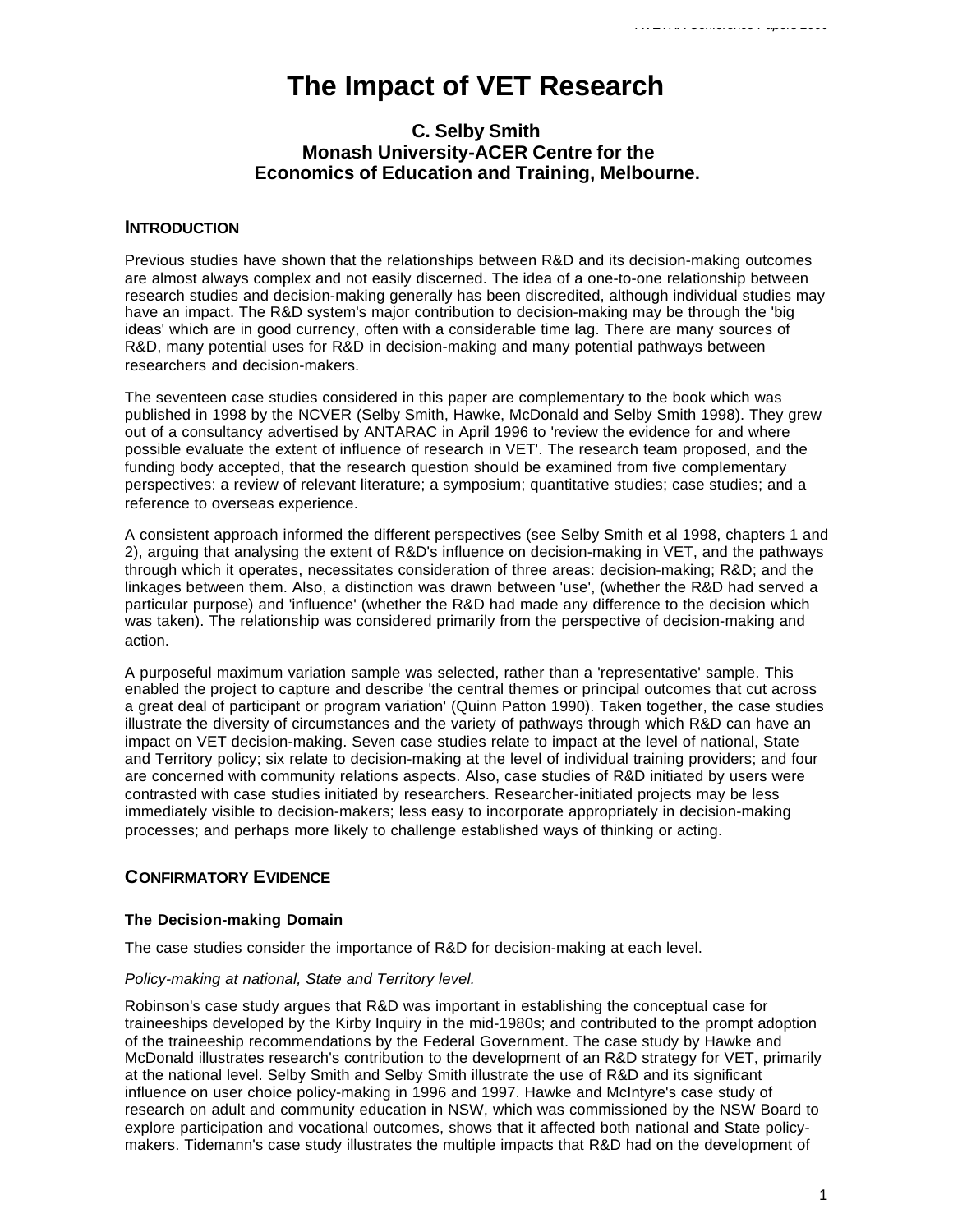# The Impact of VET Research

### C. Selby Smith
### Monash University-ACER Centre for the Economics of Education and Training, Melbourne.

## INTRODUCTION

Previous studies have shown that the relationships between R&D and its decision-making outcomes are almost always complex and not easily discerned. The idea of a one-to-one relationship between research studies and decision-making generally has been discredited, although individual studies may have an impact. The R&D system's major contribution to decision-making may be through the 'big ideas' which are in good currency, often with a considerable time lag. There are many sources of R&D, many potential uses for R&D in decision-making and many potential pathways between researchers and decision-makers.

The seventeen case studies considered in this paper are complementary to the book which was published in 1998 by the NCVER (Selby Smith, Hawke, McDonald and Selby Smith 1998). They grew out of a consultancy advertised by ANTARAC in April 1996 to 'review the evidence for and where possible evaluate the extent of influence of research in VET'. The research team proposed, and the funding body accepted, that the research question should be examined from five complementary perspectives: a review of relevant literature; a symposium; quantitative studies; case studies; and a reference to overseas experience.

A consistent approach informed the different perspectives (see Selby Smith et al 1998, chapters 1 and 2), arguing that analysing the extent of R&D's influence on decision-making in VET, and the pathways through which it operates, necessitates consideration of three areas: decision-making; R&D; and the linkages between them. Also, a distinction was drawn between 'use', (whether the R&D had served a particular purpose) and 'influence' (whether the R&D had made any difference to the decision which was taken). The relationship was considered primarily from the perspective of decision-making and action.

A purposeful maximum variation sample was selected, rather than a 'representative' sample. This enabled the project to capture and describe 'the central themes or principal outcomes that cut across a great deal of participant or program variation' (Quinn Patton 1990). Taken together, the case studies illustrate the diversity of circumstances and the variety of pathways through which R&D can have an impact on VET decision-making. Seven case studies relate to impact at the level of national, State and Territory policy; six relate to decision-making at the level of individual training providers; and four are concerned with community relations aspects. Also, case studies of R&D initiated by users were contrasted with case studies initiated by researchers. Researcher-initiated projects may be less immediately visible to decision-makers; less easy to incorporate appropriately in decision-making processes; and perhaps more likely to challenge established ways of thinking or acting.

## CONFIRMATORY EVIDENCE

### The Decision-making Domain

The case studies consider the importance of R&D for decision-making at each level.

*Policy-making at national, State and Territory level.*

Robinson's case study argues that R&D was important in establishing the conceptual case for traineeships developed by the Kirby Inquiry in the mid-1980s; and contributed to the prompt adoption of the traineeship recommendations by the Federal Government. The case study by Hawke and McDonald illustrates research's contribution to the development of an R&D strategy for VET, primarily at the national level. Selby Smith and Selby Smith illustrate the use of R&D and its significant influence on user choice policy-making in 1996 and 1997. Hawke and McIntyre's case study of research on adult and community education in NSW, which was commissioned by the NSW Board to explore participation and vocational outcomes, shows that it affected both national and State policy-makers. Tidemann's case study illustrates the multiple impacts that R&D had on the development of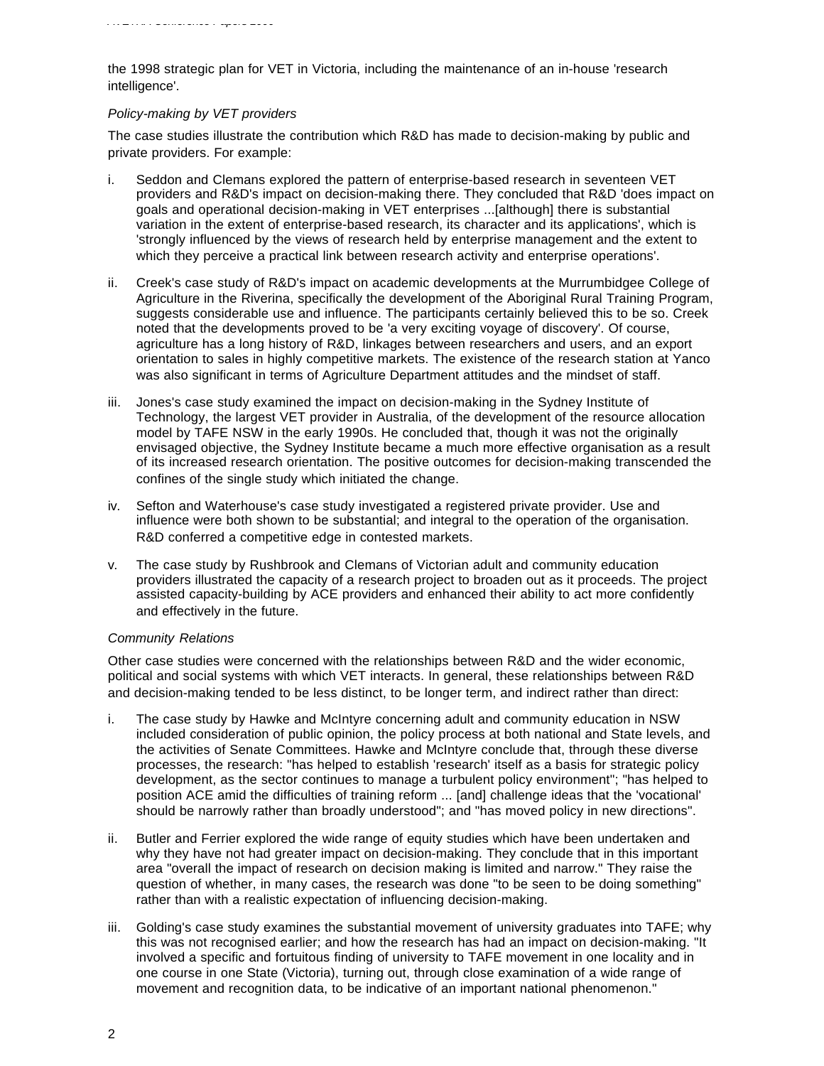the 1998 strategic plan for VET in Victoria, including the maintenance of an in-house 'research intelligence'.

*Policy-making by VET providers*

The case studies illustrate the contribution which R&D has made to decision-making by public and private providers. For example:

i. Seddon and Clemans explored the pattern of enterprise-based research in seventeen VET providers and R&D's impact on decision-making there. They concluded that R&D 'does impact on goals and operational decision-making in VET enterprises ...[although] there is substantial variation in the extent of enterprise-based research, its character and its applications', which is 'strongly influenced by the views of research held by enterprise management and the extent to which they perceive a practical link between research activity and enterprise operations'.

ii. Creek's case study of R&D's impact on academic developments at the Murrumbidgee College of Agriculture in the Riverina, specifically the development of the Aboriginal Rural Training Program, suggests considerable use and influence. The participants certainly believed this to be so. Creek noted that the developments proved to be 'a very exciting voyage of discovery'. Of course, agriculture has a long history of R&D, linkages between researchers and users, and an export orientation to sales in highly competitive markets. The existence of the research station at Yanco was also significant in terms of Agriculture Department attitudes and the mindset of staff.

iii. Jones's case study examined the impact on decision-making in the Sydney Institute of Technology, the largest VET provider in Australia, of the development of the resource allocation model by TAFE NSW in the early 1990s. He concluded that, though it was not the originally envisaged objective, the Sydney Institute became a much more effective organisation as a result of its increased research orientation. The positive outcomes for decision-making transcended the confines of the single study which initiated the change.

iv. Sefton and Waterhouse's case study investigated a registered private provider. Use and influence were both shown to be substantial; and integral to the operation of the organisation. R&D conferred a competitive edge in contested markets.

v. The case study by Rushbrook and Clemans of Victorian adult and community education providers illustrated the capacity of a research project to broaden out as it proceeds. The project assisted capacity-building by ACE providers and enhanced their ability to act more confidently and effectively in the future.

*Community Relations*

Other case studies were concerned with the relationships between R&D and the wider economic, political and social systems with which VET interacts. In general, these relationships between R&D and decision-making tended to be less distinct, to be longer term, and indirect rather than direct:

i. The case study by Hawke and McIntyre concerning adult and community education in NSW included consideration of public opinion, the policy process at both national and State levels, and the activities of Senate Committees. Hawke and McIntyre conclude that, through these diverse processes, the research: "has helped to establish 'research' itself as a basis for strategic policy development, as the sector continues to manage a turbulent policy environment"; "has helped to position ACE amid the difficulties of training reform ... [and] challenge ideas that the 'vocational' should be narrowly rather than broadly understood"; and "has moved policy in new directions".

ii. Butler and Ferrier explored the wide range of equity studies which have been undertaken and why they have not had greater impact on decision-making. They conclude that in this important area "overall the impact of research on decision making is limited and narrow." They raise the question of whether, in many cases, the research was done "to be seen to be doing something" rather than with a realistic expectation of influencing decision-making.

iii. Golding's case study examines the substantial movement of university graduates into TAFE; why this was not recognised earlier; and how the research has had an impact on decision-making. "It involved a specific and fortuitous finding of university to TAFE movement in one locality and in one course in one State (Victoria), turning out, through close examination of a wide range of movement and recognition data, to be indicative of an important national phenomenon."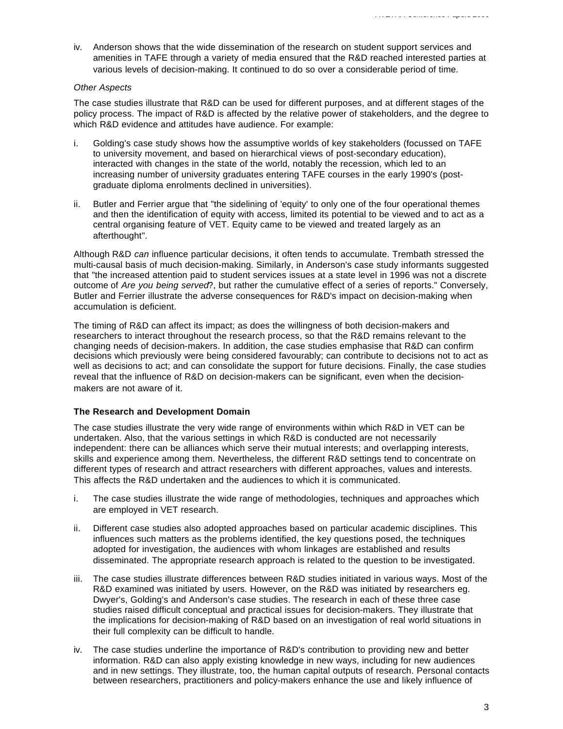iv. Anderson shows that the wide dissemination of the research on student support services and amenities in TAFE through a variety of media ensured that the R&D reached interested parties at various levels of decision-making. It continued to do so over a considerable period of time.

*Other Aspects*

The case studies illustrate that R&D can be used for different purposes, and at different stages of the policy process. The impact of R&D is affected by the relative power of stakeholders, and the degree to which R&D evidence and attitudes have audience. For example:

i. Golding's case study shows how the assumptive worlds of key stakeholders (focussed on TAFE to university movement, and based on hierarchical views of post-secondary education), interacted with changes in the state of the world, notably the recession, which led to an increasing number of university graduates entering TAFE courses in the early 1990's (post-graduate diploma enrolments declined in universities).

ii. Butler and Ferrier argue that "the sidelining of 'equity' to only one of the four operational themes and then the identification of equity with access, limited its potential to be viewed and to act as a central organising feature of VET. Equity came to be viewed and treated largely as an afterthought".

Although R&D *can* influence particular decisions, it often tends to accumulate. Trembath stressed the multi-causal basis of much decision-making. Similarly, in Anderson's case study informants suggested that "the increased attention paid to student services issues at a state level in 1996 was not a discrete outcome of *Are you being served*?, but rather the cumulative effect of a series of reports." Conversely, Butler and Ferrier illustrate the adverse consequences for R&D's impact on decision-making when accumulation is deficient.

The timing of R&D can affect its impact; as does the willingness of both decision-makers and researchers to interact throughout the research process, so that the R&D remains relevant to the changing needs of decision-makers. In addition, the case studies emphasise that R&D can confirm decisions which previously were being considered favourably; can contribute to decisions not to act as well as decisions to act; and can consolidate the support for future decisions. Finally, the case studies reveal that the influence of R&D on decision-makers can be significant, even when the decision-makers are not aware of it.

**The Research and Development Domain**

The case studies illustrate the very wide range of environments within which R&D in VET can be undertaken. Also, that the various settings in which R&D is conducted are not necessarily independent: there can be alliances which serve their mutual interests; and overlapping interests, skills and experience among them. Nevertheless, the different R&D settings tend to concentrate on different types of research and attract researchers with different approaches, values and interests. This affects the R&D undertaken and the audiences to which it is communicated.

i. The case studies illustrate the wide range of methodologies, techniques and approaches which are employed in VET research.

ii. Different case studies also adopted approaches based on particular academic disciplines. This influences such matters as the problems identified, the key questions posed, the techniques adopted for investigation, the audiences with whom linkages are established and results disseminated. The appropriate research approach is related to the question to be investigated.

iii. The case studies illustrate differences between R&D studies initiated in various ways. Most of the R&D examined was initiated by users. However, on the R&D was initiated by researchers eg. Dwyer's, Golding's and Anderson's case studies. The research in each of these three case studies raised difficult conceptual and practical issues for decision-makers. They illustrate that the implications for decision-making of R&D based on an investigation of real world situations in their full complexity can be difficult to handle.

iv. The case studies underline the importance of R&D's contribution to providing new and better information. R&D can also apply existing knowledge in new ways, including for new audiences and in new settings. They illustrate, too, the human capital outputs of research. Personal contacts between researchers, practitioners and policy-makers enhance the use and likely influence of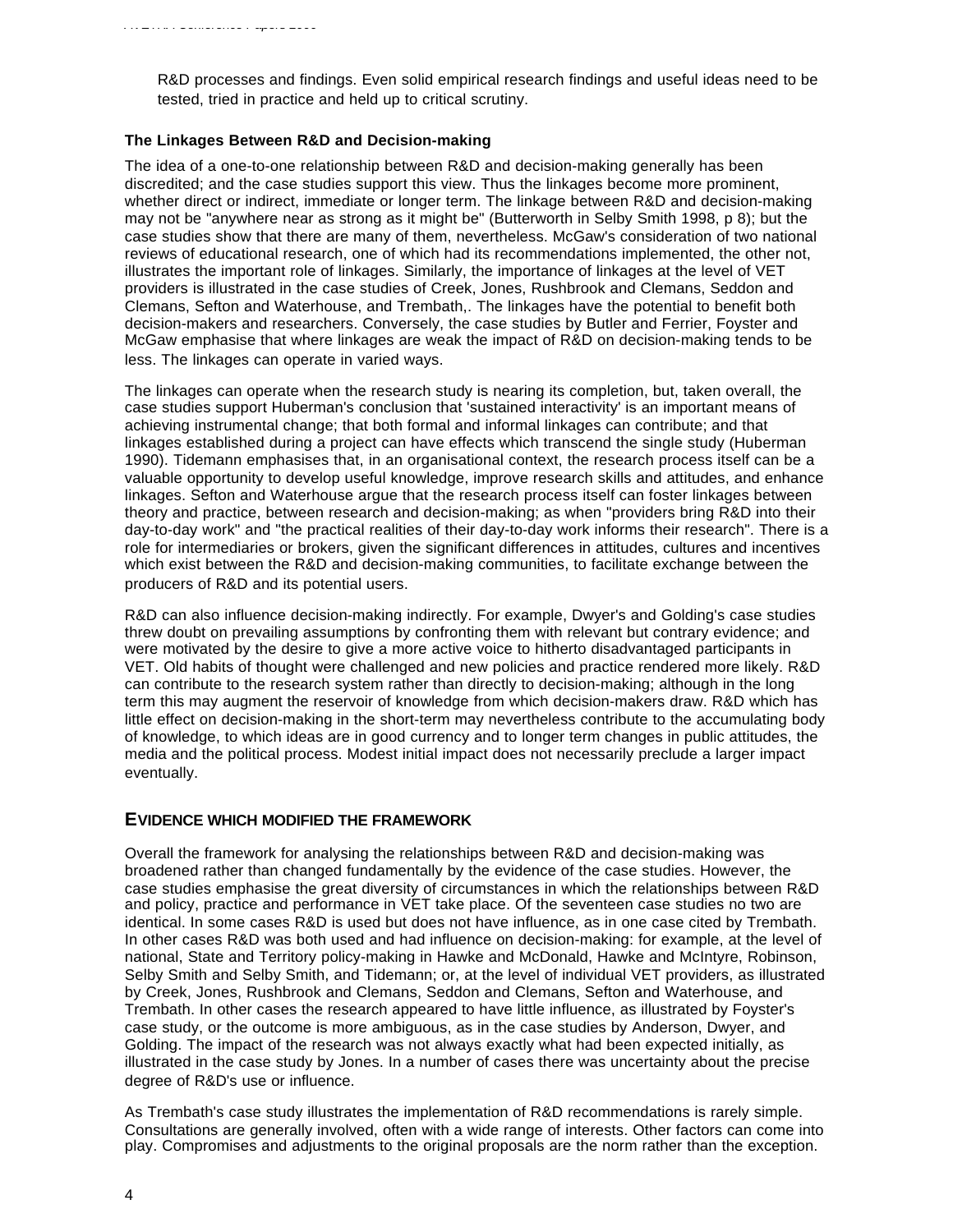R&D processes and findings. Even solid empirical research findings and useful ideas need to be tested, tried in practice and held up to critical scrutiny.

### The Linkages Between R&D and Decision-making

The idea of a one-to-one relationship between R&D and decision-making generally has been discredited; and the case studies support this view. Thus the linkages become more prominent, whether direct or indirect, immediate or longer term. The linkage between R&D and decision-making may not be "anywhere near as strong as it might be" (Butterworth in Selby Smith 1998, p 8); but the case studies show that there are many of them, nevertheless. McGaw's consideration of two national reviews of educational research, one of which had its recommendations implemented, the other not, illustrates the important role of linkages. Similarly, the importance of linkages at the level of VET providers is illustrated in the case studies of Creek, Jones, Rushbrook and Clemans, Seddon and Clemans, Sefton and Waterhouse, and Trembath,. The linkages have the potential to benefit both decision-makers and researchers. Conversely, the case studies by Butler and Ferrier, Foyster and McGaw emphasise that where linkages are weak the impact of R&D on decision-making tends to be less. The linkages can operate in varied ways.

The linkages can operate when the research study is nearing its completion, but, taken overall, the case studies support Huberman's conclusion that 'sustained interactivity' is an important means of achieving instrumental change; that both formal and informal linkages can contribute; and that linkages established during a project can have effects which transcend the single study (Huberman 1990). Tidemann emphasises that, in an organisational context, the research process itself can be a valuable opportunity to develop useful knowledge, improve research skills and attitudes, and enhance linkages. Sefton and Waterhouse argue that the research process itself can foster linkages between theory and practice, between research and decision-making; as when "providers bring R&D into their day-to-day work" and "the practical realities of their day-to-day work informs their research". There is a role for intermediaries or brokers, given the significant differences in attitudes, cultures and incentives which exist between the R&D and decision-making communities, to facilitate exchange between the producers of R&D and its potential users.

R&D can also influence decision-making indirectly. For example, Dwyer's and Golding's case studies threw doubt on prevailing assumptions by confronting them with relevant but contrary evidence; and were motivated by the desire to give a more active voice to hitherto disadvantaged participants in VET. Old habits of thought were challenged and new policies and practice rendered more likely. R&D can contribute to the research system rather than directly to decision-making; although in the long term this may augment the reservoir of knowledge from which decision-makers draw. R&D which has little effect on decision-making in the short-term may nevertheless contribute to the accumulating body of knowledge, to which ideas are in good currency and to longer term changes in public attitudes, the media and the political process. Modest initial impact does not necessarily preclude a larger impact eventually.

## EVIDENCE WHICH MODIFIED THE FRAMEWORK

Overall the framework for analysing the relationships between R&D and decision-making was broadened rather than changed fundamentally by the evidence of the case studies. However, the case studies emphasise the great diversity of circumstances in which the relationships between R&D and policy, practice and performance in VET take place. Of the seventeen case studies no two are identical. In some cases R&D is used but does not have influence, as in one case cited by Trembath. In other cases R&D was both used and had influence on decision-making: for example, at the level of national, State and Territory policy-making in Hawke and McDonald, Hawke and McIntyre, Robinson, Selby Smith and Selby Smith, and Tidemann; or, at the level of individual VET providers, as illustrated by Creek, Jones, Rushbrook and Clemans, Seddon and Clemans, Sefton and Waterhouse, and Trembath. In other cases the research appeared to have little influence, as illustrated by Foyster's case study, or the outcome is more ambiguous, as in the case studies by Anderson, Dwyer, and Golding. The impact of the research was not always exactly what had been expected initially, as illustrated in the case study by Jones. In a number of cases there was uncertainty about the precise degree of R&D's use or influence.

As Trembath's case study illustrates the implementation of R&D recommendations is rarely simple. Consultations are generally involved, often with a wide range of interests. Other factors can come into play. Compromises and adjustments to the original proposals are the norm rather than the exception.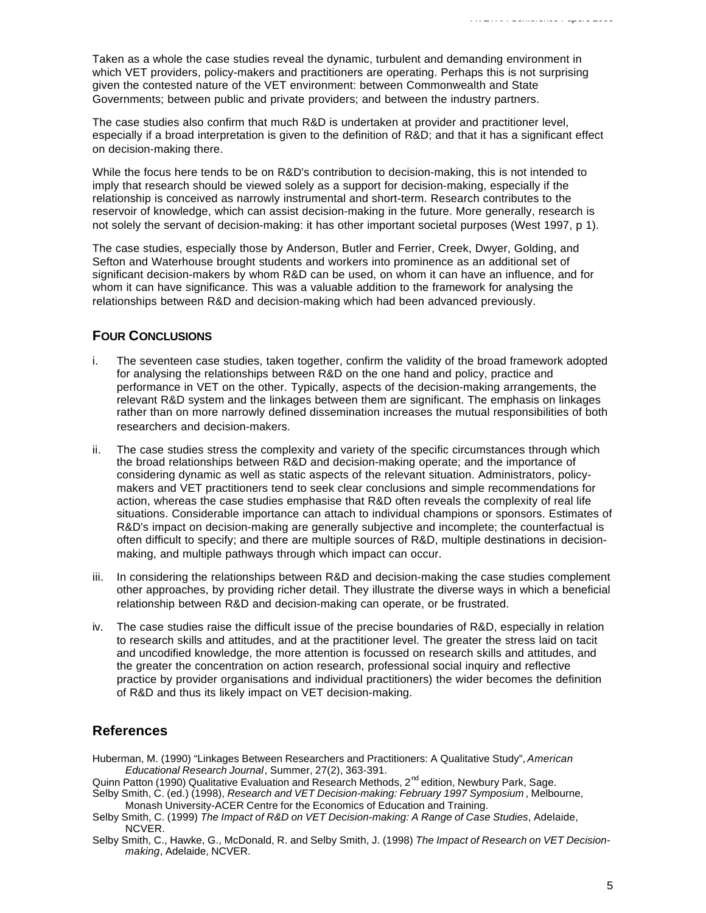Taken as a whole the case studies reveal the dynamic, turbulent and demanding environment in which VET providers, policy-makers and practitioners are operating. Perhaps this is not surprising given the contested nature of the VET environment: between Commonwealth and State Governments; between public and private providers; and between the industry partners.

The case studies also confirm that much R&D is undertaken at provider and practitioner level, especially if a broad interpretation is given to the definition of R&D; and that it has a significant effect on decision-making there.

While the focus here tends to be on R&D's contribution to decision-making, this is not intended to imply that research should be viewed solely as a support for decision-making, especially if the relationship is conceived as narrowly instrumental and short-term. Research contributes to the reservoir of knowledge, which can assist decision-making in the future. More generally, research is not solely the servant of decision-making: it has other important societal purposes (West 1997, p 1).

The case studies, especially those by Anderson, Butler and Ferrier, Creek, Dwyer, Golding, and Sefton and Waterhouse brought students and workers into prominence as an additional set of significant decision-makers by whom R&D can be used, on whom it can have an influence, and for whom it can have significance. This was a valuable addition to the framework for analysing the relationships between R&D and decision-making which had been advanced previously.

## Four Conclusions

i. The seventeen case studies, taken together, confirm the validity of the broad framework adopted for analysing the relationships between R&D on the one hand and policy, practice and performance in VET on the other. Typically, aspects of the decision-making arrangements, the relevant R&D system and the linkages between them are significant. The emphasis on linkages rather than on more narrowly defined dissemination increases the mutual responsibilities of both researchers and decision-makers.

ii. The case studies stress the complexity and variety of the specific circumstances through which the broad relationships between R&D and decision-making operate; and the importance of considering dynamic as well as static aspects of the relevant situation. Administrators, policy-makers and VET practitioners tend to seek clear conclusions and simple recommendations for action, whereas the case studies emphasise that R&D often reveals the complexity of real life situations. Considerable importance can attach to individual champions or sponsors. Estimates of R&D's impact on decision-making are generally subjective and incomplete; the counterfactual is often difficult to specify; and there are multiple sources of R&D, multiple destinations in decision-making, and multiple pathways through which impact can occur.

iii. In considering the relationships between R&D and decision-making the case studies complement other approaches, by providing richer detail. They illustrate the diverse ways in which a beneficial relationship between R&D and decision-making can operate, or be frustrated.

iv. The case studies raise the difficult issue of the precise boundaries of R&D, especially in relation to research skills and attitudes, and at the practitioner level. The greater the stress laid on tacit and uncodified knowledge, the more attention is focussed on research skills and attitudes, and the greater the concentration on action research, professional social inquiry and reflective practice by provider organisations and individual practitioners) the wider becomes the definition of R&D and thus its likely impact on VET decision-making.

## References

Huberman, M. (1990) "Linkages Between Researchers and Practitioners: A Qualitative Study", *American Educational Research Journal*, Summer, 27(2), 363-391.

Quinn Patton (1990) Qualitative Evaluation and Research Methods, 2nd edition, Newbury Park, Sage.

Selby Smith, C. (ed.) (1998), *Research and VET Decision-making: February 1997 Symposium*, Melbourne, Monash University-ACER Centre for the Economics of Education and Training.

Selby Smith, C. (1999) *The Impact of R&D on VET Decision-making: A Range of Case Studies*, Adelaide, NCVER.

Selby Smith, C., Hawke, G., McDonald, R. and Selby Smith, J. (1998) *The Impact of Research on VET Decision-making*, Adelaide, NCVER.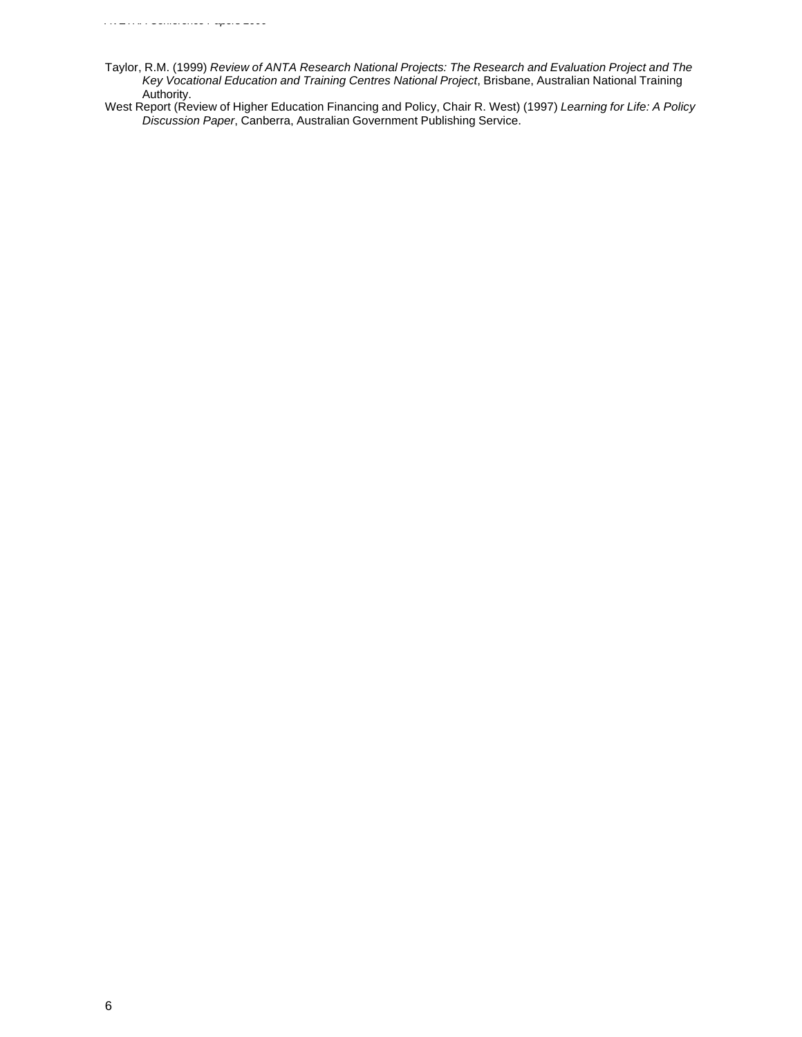Taylor, R.M. (1999) *Review of ANTA Research National Projects: The Research and Evaluation Project and The Key Vocational Education and Training Centres National Project*, Brisbane, Australian National Training Authority.

West Report (Review of Higher Education Financing and Policy, Chair R. West) (1997) *Learning for Life: A Policy Discussion Paper*, Canberra, Australian Government Publishing Service.